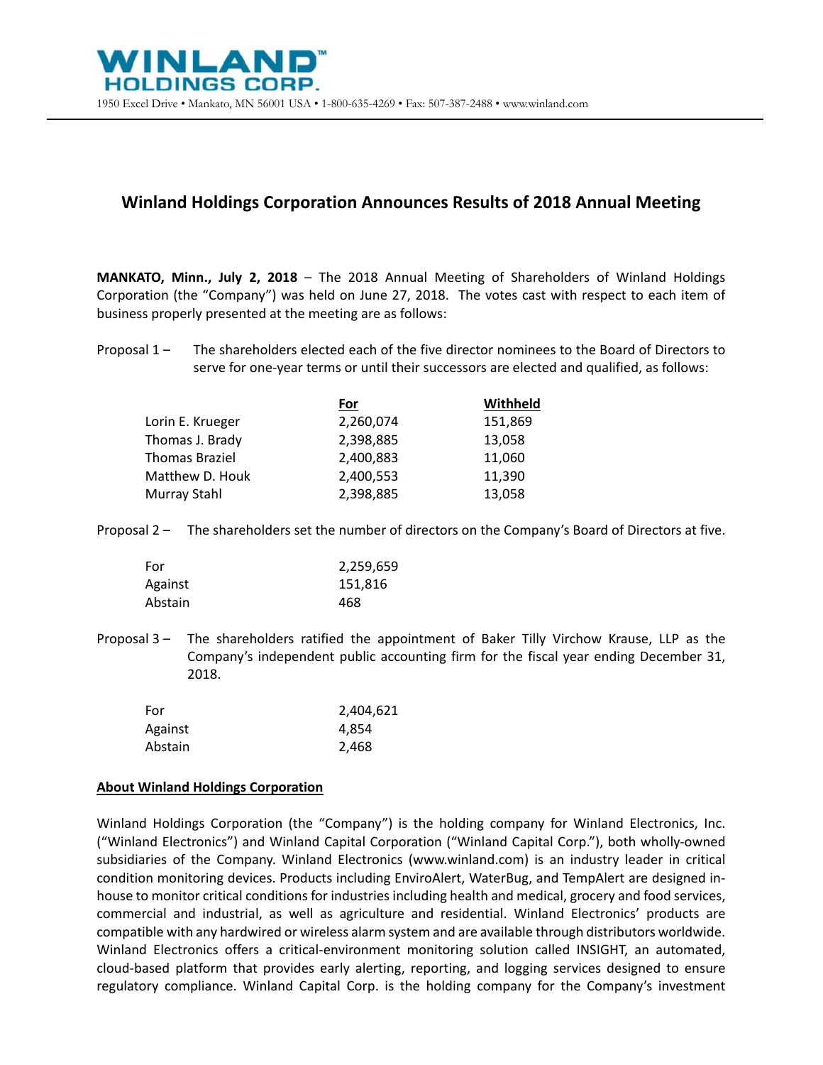**WINLAND™ HOLDINGS CORP.**

1950 Excel Drive • Mankato, MN 56001 USA • 1-800-635-4269 • Fax: 507-387-2488 • www.winland.com

# Winland Holdings Corporation Announces Results of 2018 Annual Meeting

**MANKATO, Minn., July 2, 2018** – The 2018 Annual Meeting of Shareholders of Winland Holdings Corporation (the "Company") was held on June 27, 2018. The votes cast with respect to each item of business properly presented at the meeting are as follows:

Proposal 1 – The shareholders elected each of the five director nominees to the Board of Directors to serve for one-year terms or until their successors are elected and qualified, as follows:

| | For | Withheld |
|---|---|---|
| Lorin E. Krueger | 2,260,074 | 151,869 |
| Thomas J. Brady | 2,398,885 | 13,058 |
| Thomas Braziel | 2,400,883 | 11,060 |
| Matthew D. Houk | 2,400,553 | 11,390 |
| Murray Stahl | 2,398,885 | 13,058 |

Proposal 2 – The shareholders set the number of directors on the Company's Board of Directors at five.

| | |
|---|---|
| For | 2,259,659 |
| Against | 151,816 |
| Abstain | 468 |

Proposal 3 – The shareholders ratified the appointment of Baker Tilly Virchow Krause, LLP as the Company's independent public accounting firm for the fiscal year ending December 31, 2018.

| | |
|---|---|
| For | 2,404,621 |
| Against | 4,854 |
| Abstain | 2,468 |

**About Winland Holdings Corporation**

Winland Holdings Corporation (the "Company") is the holding company for Winland Electronics, Inc. ("Winland Electronics") and Winland Capital Corporation ("Winland Capital Corp."), both wholly-owned subsidiaries of the Company. Winland Electronics (www.winland.com) is an industry leader in critical condition monitoring devices. Products including EnviroAlert, WaterBug, and TempAlert are designed in-house to monitor critical conditions for industries including health and medical, grocery and food services, commercial and industrial, as well as agriculture and residential. Winland Electronics' products are compatible with any hardwired or wireless alarm system and are available through distributors worldwide. Winland Electronics offers a critical-environment monitoring solution called INSIGHT, an automated, cloud-based platform that provides early alerting, reporting, and logging services designed to ensure regulatory compliance. Winland Capital Corp. is the holding company for the Company's investment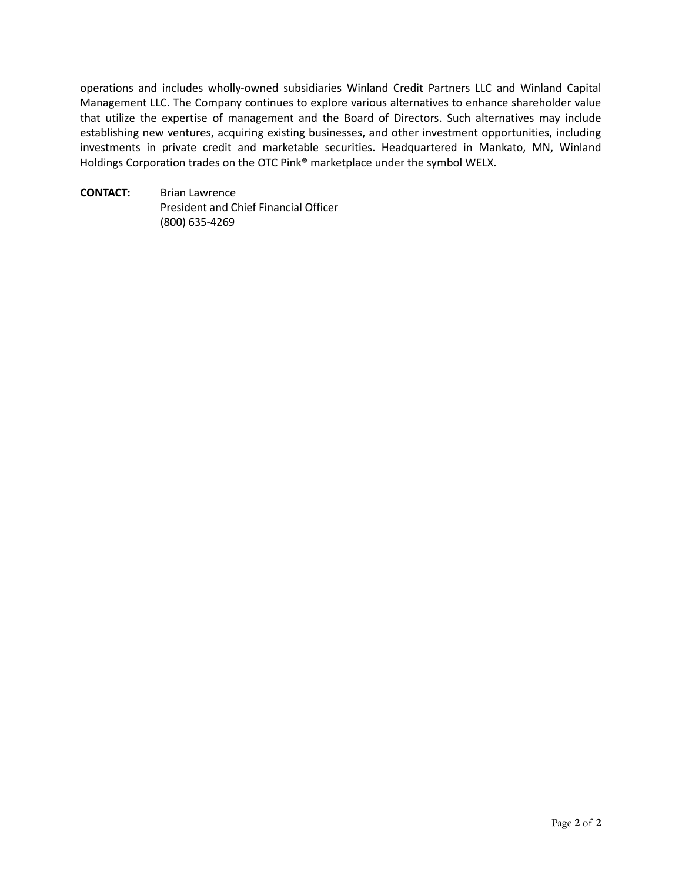operations and includes wholly-owned subsidiaries Winland Credit Partners LLC and Winland Capital Management LLC. The Company continues to explore various alternatives to enhance shareholder value that utilize the expertise of management and the Board of Directors. Such alternatives may include establishing new ventures, acquiring existing businesses, and other investment opportunities, including investments in private credit and marketable securities. Headquartered in Mankato, MN, Winland Holdings Corporation trades on the OTC Pink® marketplace under the symbol WELX.

**CONTACT:** Brian Lawrence
President and Chief Financial Officer
(800) 635-4269